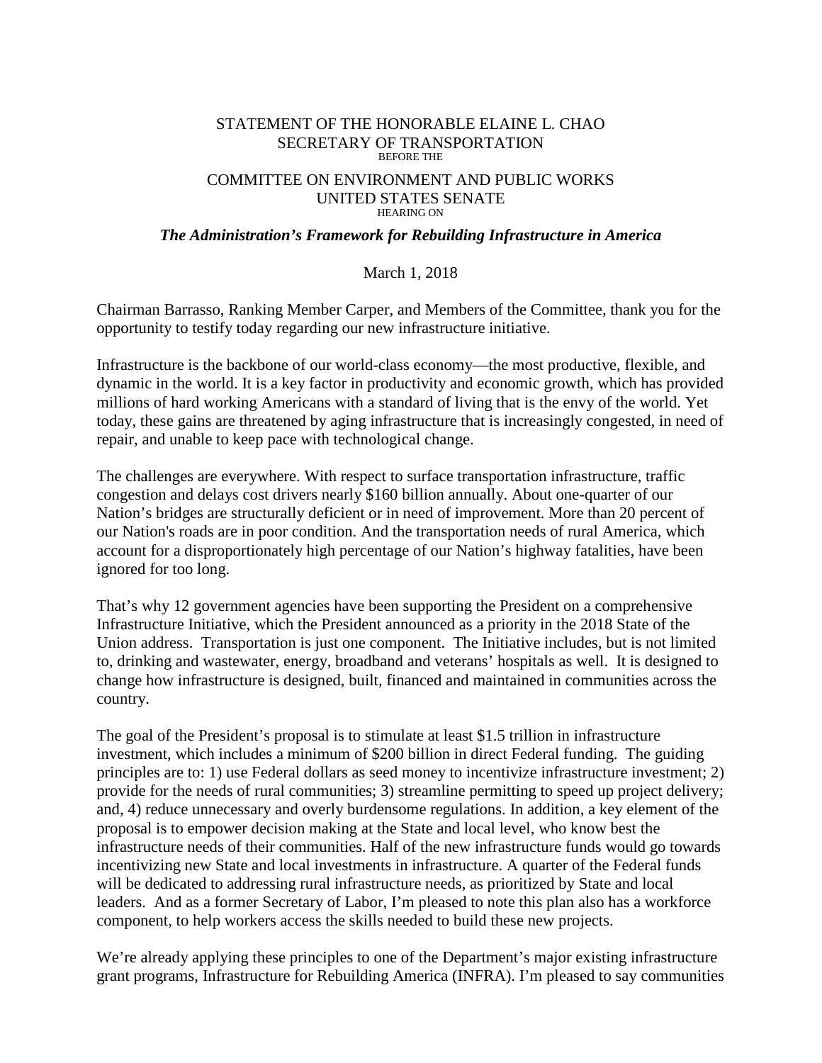STATEMENT OF THE HONORABLE ELAINE L. CHAO
SECRETARY OF TRANSPORTATION
BEFORE THE

COMMITTEE ON ENVIRONMENT AND PUBLIC WORKS
UNITED STATES SENATE
HEARING ON

***The Administration's Framework for Rebuilding Infrastructure in America***

March 1, 2018

Chairman Barrasso, Ranking Member Carper, and Members of the Committee, thank you for the opportunity to testify today regarding our new infrastructure initiative.

Infrastructure is the backbone of our world-class economy—the most productive, flexible, and dynamic in the world. It is a key factor in productivity and economic growth, which has provided millions of hard working Americans with a standard of living that is the envy of the world. Yet today, these gains are threatened by aging infrastructure that is increasingly congested, in need of repair, and unable to keep pace with technological change.

The challenges are everywhere. With respect to surface transportation infrastructure, traffic congestion and delays cost drivers nearly $160 billion annually. About one-quarter of our Nation's bridges are structurally deficient or in need of improvement. More than 20 percent of our Nation's roads are in poor condition. And the transportation needs of rural America, which account for a disproportionately high percentage of our Nation's highway fatalities, have been ignored for too long.

That's why 12 government agencies have been supporting the President on a comprehensive Infrastructure Initiative, which the President announced as a priority in the 2018 State of the Union address. Transportation is just one component. The Initiative includes, but is not limited to, drinking and wastewater, energy, broadband and veterans' hospitals as well. It is designed to change how infrastructure is designed, built, financed and maintained in communities across the country.

The goal of the President's proposal is to stimulate at least $1.5 trillion in infrastructure investment, which includes a minimum of $200 billion in direct Federal funding. The guiding principles are to: 1) use Federal dollars as seed money to incentivize infrastructure investment; 2) provide for the needs of rural communities; 3) streamline permitting to speed up project delivery; and, 4) reduce unnecessary and overly burdensome regulations. In addition, a key element of the proposal is to empower decision making at the State and local level, who know best the infrastructure needs of their communities. Half of the new infrastructure funds would go towards incentivizing new State and local investments in infrastructure. A quarter of the Federal funds will be dedicated to addressing rural infrastructure needs, as prioritized by State and local leaders. And as a former Secretary of Labor, I'm pleased to note this plan also has a workforce component, to help workers access the skills needed to build these new projects.

We're already applying these principles to one of the Department's major existing infrastructure grant programs, Infrastructure for Rebuilding America (INFRA). I'm pleased to say communities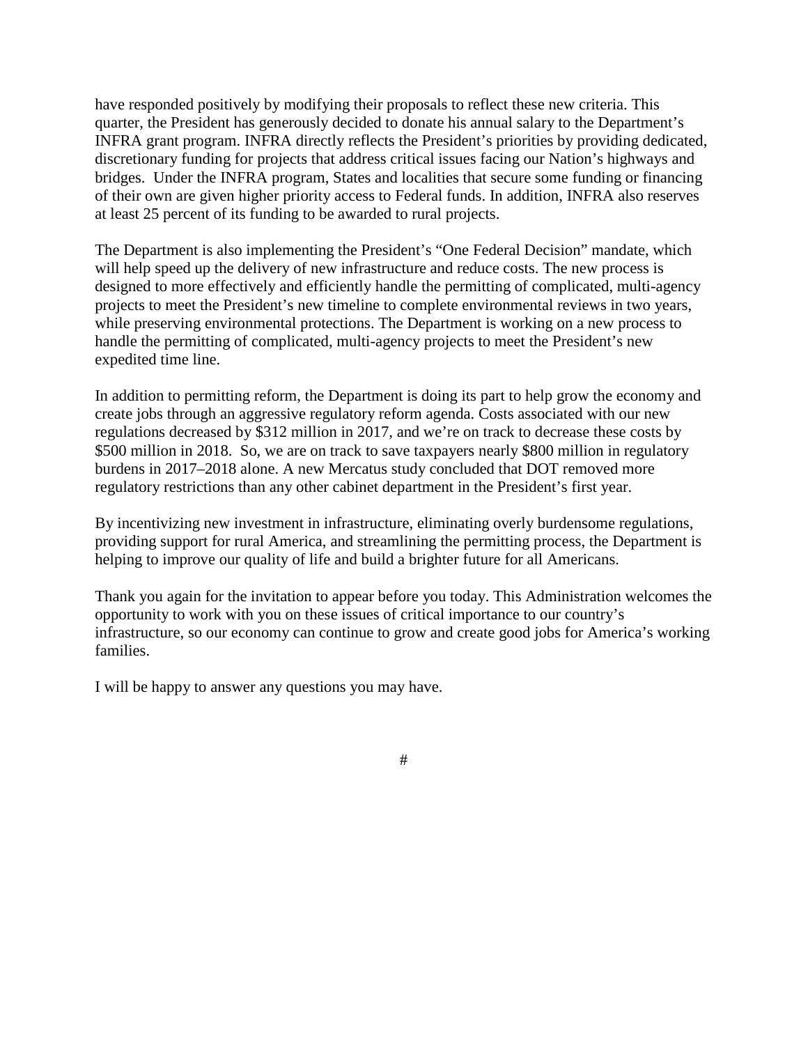have responded positively by modifying their proposals to reflect these new criteria. This quarter, the President has generously decided to donate his annual salary to the Department's INFRA grant program. INFRA directly reflects the President's priorities by providing dedicated, discretionary funding for projects that address critical issues facing our Nation's highways and bridges. Under the INFRA program, States and localities that secure some funding or financing of their own are given higher priority access to Federal funds. In addition, INFRA also reserves at least 25 percent of its funding to be awarded to rural projects.

The Department is also implementing the President's "One Federal Decision" mandate, which will help speed up the delivery of new infrastructure and reduce costs. The new process is designed to more effectively and efficiently handle the permitting of complicated, multi-agency projects to meet the President's new timeline to complete environmental reviews in two years, while preserving environmental protections. The Department is working on a new process to handle the permitting of complicated, multi-agency projects to meet the President's new expedited time line.

In addition to permitting reform, the Department is doing its part to help grow the economy and create jobs through an aggressive regulatory reform agenda. Costs associated with our new regulations decreased by $312 million in 2017, and we're on track to decrease these costs by $500 million in 2018. So, we are on track to save taxpayers nearly $800 million in regulatory burdens in 2017–2018 alone. A new Mercatus study concluded that DOT removed more regulatory restrictions than any other cabinet department in the President's first year.

By incentivizing new investment in infrastructure, eliminating overly burdensome regulations, providing support for rural America, and streamlining the permitting process, the Department is helping to improve our quality of life and build a brighter future for all Americans.

Thank you again for the invitation to appear before you today. This Administration welcomes the opportunity to work with you on these issues of critical importance to our country's infrastructure, so our economy can continue to grow and create good jobs for America's working families.

I will be happy to answer any questions you may have.

#